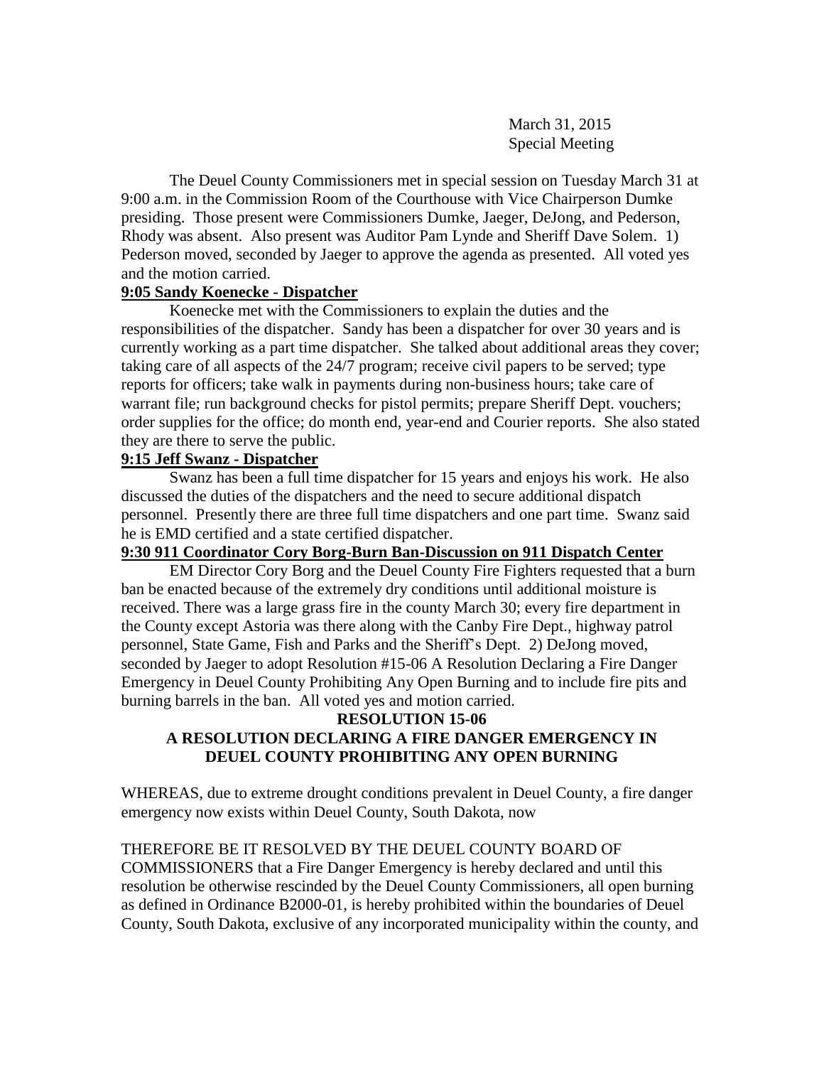March 31, 2015
Special Meeting

The Deuel County Commissioners met in special session on Tuesday March 31 at 9:00 a.m. in the Commission Room of the Courthouse with Vice Chairperson Dumke presiding. Those present were Commissioners Dumke, Jaeger, DeJong, and Pederson, Rhody was absent. Also present was Auditor Pam Lynde and Sheriff Dave Solem. 1) Pederson moved, seconded by Jaeger to approve the agenda as presented. All voted yes and the motion carried.

**9:05 Sandy Koenecke - Dispatcher**

Koenecke met with the Commissioners to explain the duties and the responsibilities of the dispatcher. Sandy has been a dispatcher for over 30 years and is currently working as a part time dispatcher. She talked about additional areas they cover; taking care of all aspects of the 24/7 program; receive civil papers to be served; type reports for officers; take walk in payments during non-business hours; take care of warrant file; run background checks for pistol permits; prepare Sheriff Dept. vouchers; order supplies for the office; do month end, year-end and Courier reports. She also stated they are there to serve the public.

**9:15 Jeff Swanz - Dispatcher**

Swanz has been a full time dispatcher for 15 years and enjoys his work. He also discussed the duties of the dispatchers and the need to secure additional dispatch personnel. Presently there are three full time dispatchers and one part time. Swanz said he is EMD certified and a state certified dispatcher.

**9:30 911 Coordinator Cory Borg-Burn Ban-Discussion on 911 Dispatch Center**

EM Director Cory Borg and the Deuel County Fire Fighters requested that a burn ban be enacted because of the extremely dry conditions until additional moisture is received. There was a large grass fire in the county March 30; every fire department in the County except Astoria was there along with the Canby Fire Dept., highway patrol personnel, State Game, Fish and Parks and the Sheriff's Dept. 2) DeJong moved, seconded by Jaeger to adopt Resolution #15-06 A Resolution Declaring a Fire Danger Emergency in Deuel County Prohibiting Any Open Burning and to include fire pits and burning barrels in the ban. All voted yes and motion carried.

**RESOLUTION 15-06**
**A RESOLUTION DECLARING A FIRE DANGER EMERGENCY IN DEUEL COUNTY PROHIBITING ANY OPEN BURNING**

WHEREAS, due to extreme drought conditions prevalent in Deuel County, a fire danger emergency now exists within Deuel County, South Dakota, now

THEREFORE BE IT RESOLVED BY THE DEUEL COUNTY BOARD OF COMMISSIONERS that a Fire Danger Emergency is hereby declared and until this resolution be otherwise rescinded by the Deuel County Commissioners, all open burning as defined in Ordinance B2000-01, is hereby prohibited within the boundaries of Deuel County, South Dakota, exclusive of any incorporated municipality within the county, and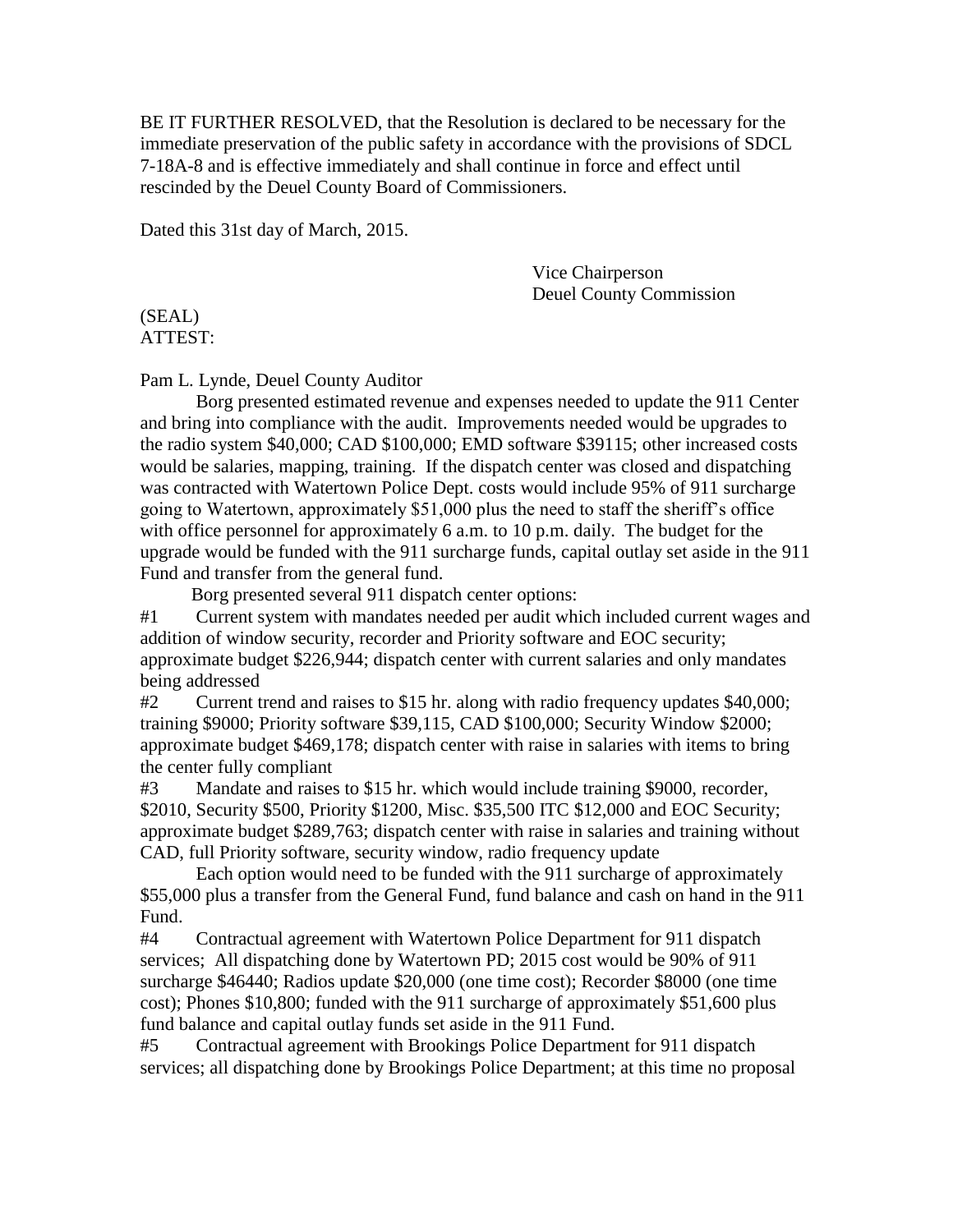BE IT FURTHER RESOLVED, that the Resolution is declared to be necessary for the immediate preservation of the public safety in accordance with the provisions of SDCL 7-18A-8 and is effective immediately and shall continue in force and effect until rescinded by the Deuel County Board of Commissioners.

Dated this 31st day of March, 2015.

Vice Chairperson
Deuel County Commission

(SEAL)
ATTEST:

Pam L. Lynde, Deuel County Auditor

Borg presented estimated revenue and expenses needed to update the 911 Center and bring into compliance with the audit. Improvements needed would be upgrades to the radio system $40,000; CAD $100,000; EMD software $39115; other increased costs would be salaries, mapping, training. If the dispatch center was closed and dispatching was contracted with Watertown Police Dept. costs would include 95% of 911 surcharge going to Watertown, approximately $51,000 plus the need to staff the sheriff's office with office personnel for approximately 6 a.m. to 10 p.m. daily. The budget for the upgrade would be funded with the 911 surcharge funds, capital outlay set aside in the 911 Fund and transfer from the general fund.

Borg presented several 911 dispatch center options:

#1 Current system with mandates needed per audit which included current wages and addition of window security, recorder and Priority software and EOC security; approximate budget $226,944; dispatch center with current salaries and only mandates being addressed

#2 Current trend and raises to $15 hr. along with radio frequency updates $40,000; training $9000; Priority software $39,115, CAD $100,000; Security Window $2000; approximate budget $469,178; dispatch center with raise in salaries with items to bring the center fully compliant

#3 Mandate and raises to $15 hr. which would include training $9000, recorder, $2010, Security $500, Priority $1200, Misc. $35,500 ITC $12,000 and EOC Security; approximate budget $289,763; dispatch center with raise in salaries and training without CAD, full Priority software, security window, radio frequency update

Each option would need to be funded with the 911 surcharge of approximately $55,000 plus a transfer from the General Fund, fund balance and cash on hand in the 911 Fund.

#4 Contractual agreement with Watertown Police Department for 911 dispatch services; All dispatching done by Watertown PD; 2015 cost would be 90% of 911 surcharge $46440; Radios update $20,000 (one time cost); Recorder $8000 (one time cost); Phones $10,800; funded with the 911 surcharge of approximately $51,600 plus fund balance and capital outlay funds set aside in the 911 Fund.

#5 Contractual agreement with Brookings Police Department for 911 dispatch services; all dispatching done by Brookings Police Department; at this time no proposal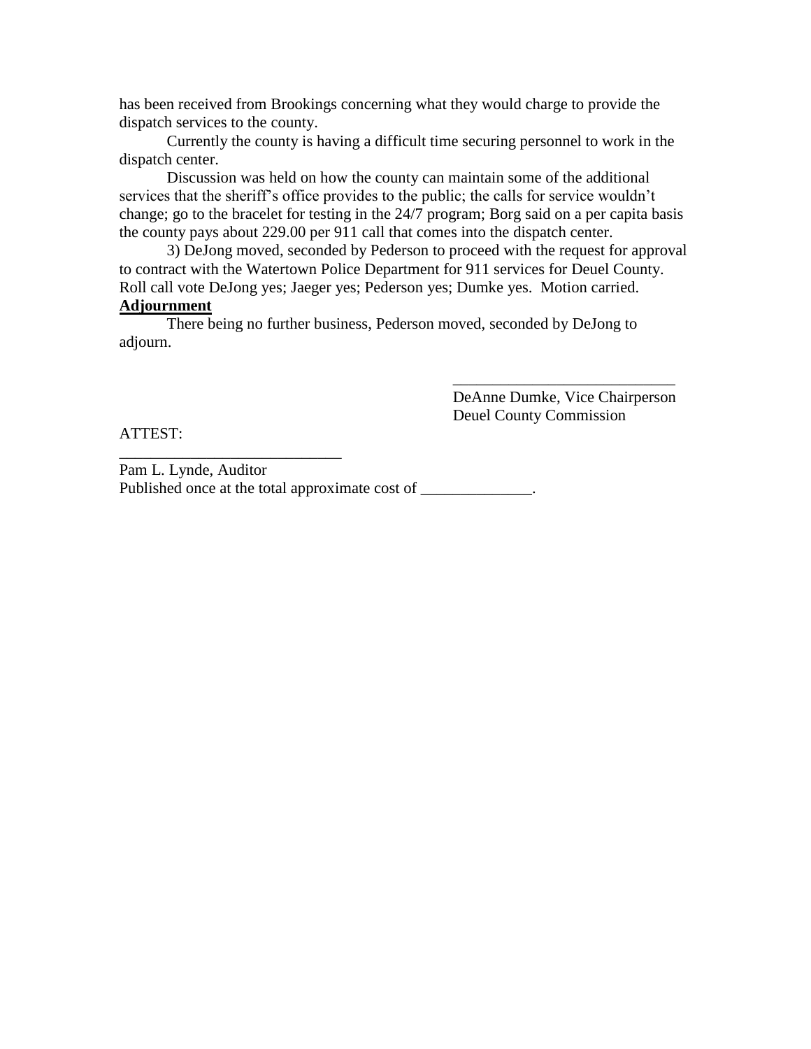has been received from Brookings concerning what they would charge to provide the dispatch services to the county.

Currently the county is having a difficult time securing personnel to work in the dispatch center.

Discussion was held on how the county can maintain some of the additional services that the sheriff's office provides to the public; the calls for service wouldn't change; go to the bracelet for testing in the 24/7 program; Borg said on a per capita basis the county pays about 229.00 per 911 call that comes into the dispatch center.

3) DeJong moved, seconded by Pederson to proceed with the request for approval to contract with the Watertown Police Department for 911 services for Deuel County. Roll call vote DeJong yes; Jaeger yes; Pederson yes; Dumke yes. Motion carried.

**Adjournment**

There being no further business, Pederson moved, seconded by DeJong to adjourn.

\_\_\_\_\_\_\_\_\_\_\_\_\_\_\_\_\_\_\_\_\_\_\_\_\_\_\_\_
DeAnne Dumke, Vice Chairperson
Deuel County Commission

ATTEST:

\_\_\_\_\_\_\_\_\_\_\_\_\_\_\_\_\_\_\_\_\_\_\_\_\_\_\_\_
Pam L. Lynde, Auditor
Published once at the total approximate cost of \_\_\_\_\_\_\_\_\_\_\_\_\_\_.